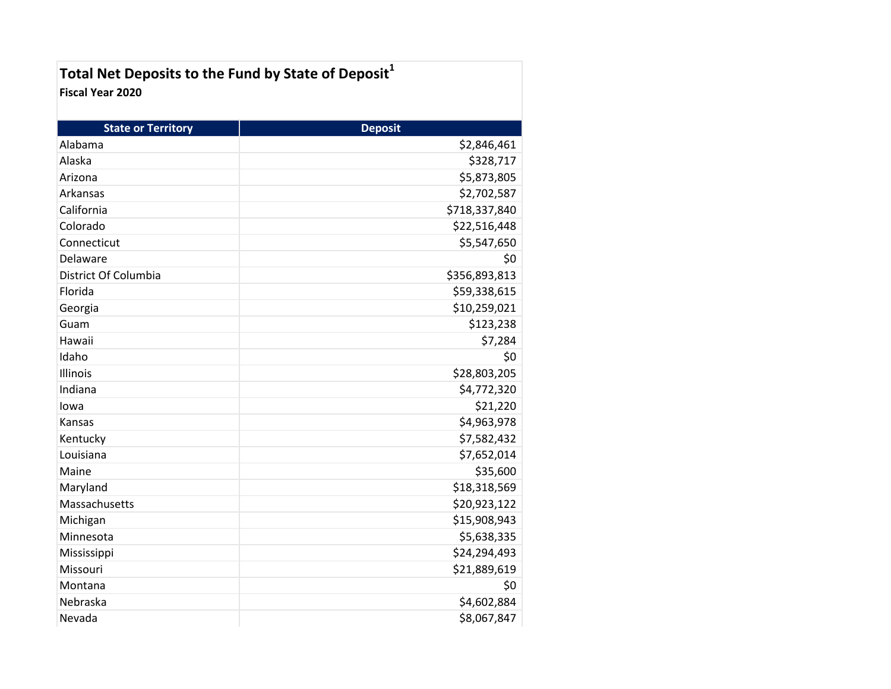# Total Net Deposits to the Fund by State of Deposit[1]

**Fiscal Year 2020**

| State or Territory | Deposit |
|---|---:|
| Alabama | $2,846,461 |
| Alaska | $328,717 |
| Arizona | $5,873,805 |
| Arkansas | $2,702,587 |
| California | $718,337,840 |
| Colorado | $22,516,448 |
| Connecticut | $5,547,650 |
| Delaware | $0 |
| District Of Columbia | $356,893,813 |
| Florida | $59,338,615 |
| Georgia | $10,259,021 |
| Guam | $123,238 |
| Hawaii | $7,284 |
| Idaho | $0 |
| Illinois | $28,803,205 |
| Indiana | $4,772,320 |
| Iowa | $21,220 |
| Kansas | $4,963,978 |
| Kentucky | $7,582,432 |
| Louisiana | $7,652,014 |
| Maine | $35,600 |
| Maryland | $18,318,569 |
| Massachusetts | $20,923,122 |
| Michigan | $15,908,943 |
| Minnesota | $5,638,335 |
| Mississippi | $24,294,493 |
| Missouri | $21,889,619 |
| Montana | $0 |
| Nebraska | $4,602,884 |
| Nevada | $8,067,847 |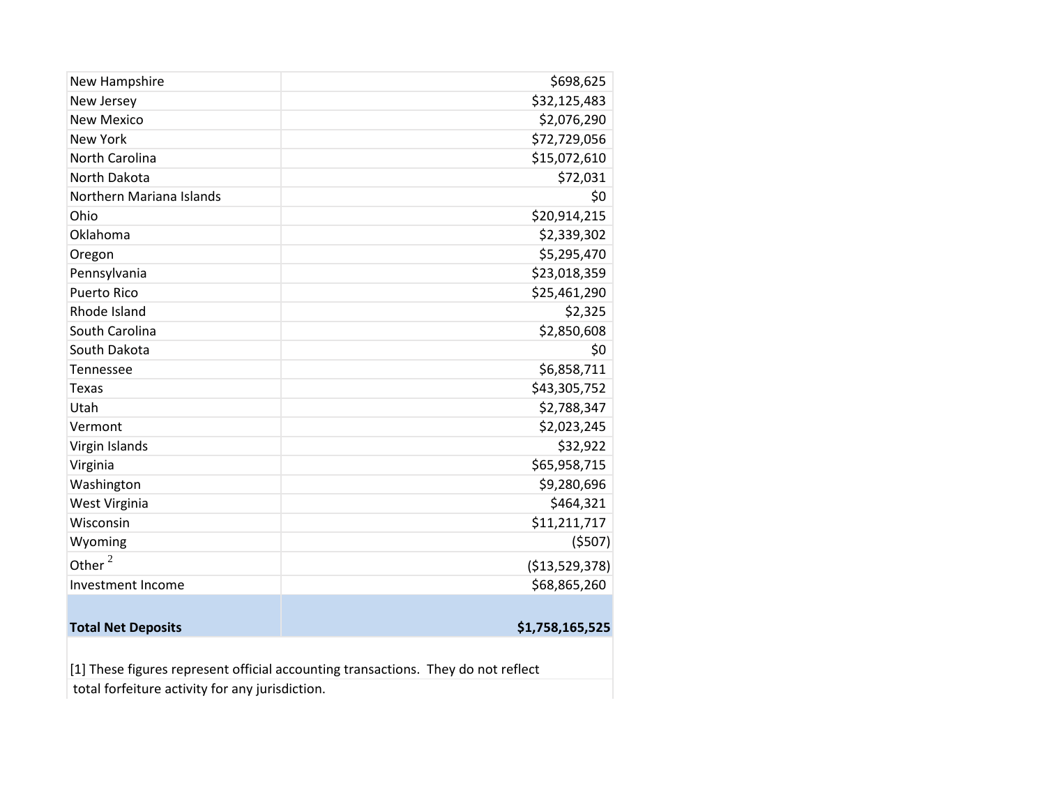| | |
|---|---|
| New Hampshire | $698,625 |
| New Jersey | $32,125,483 |
| New Mexico | $2,076,290 |
| New York | $72,729,056 |
| North Carolina | $15,072,610 |
| North Dakota | $72,031 |
| Northern Mariana Islands | $0 |
| Ohio | $20,914,215 |
| Oklahoma | $2,339,302 |
| Oregon | $5,295,470 |
| Pennsylvania | $23,018,359 |
| Puerto Rico | $25,461,290 |
| Rhode Island | $2,325 |
| South Carolina | $2,850,608 |
| South Dakota | $0 |
| Tennessee | $6,858,711 |
| Texas | $43,305,752 |
| Utah | $2,788,347 |
| Vermont | $2,023,245 |
| Virgin Islands | $32,922 |
| Virginia | $65,958,715 |
| Washington | $9,280,696 |
| West Virginia | $464,321 |
| Wisconsin | $11,211,717 |
| Wyoming | ($507) |
| Other [2] | ($13,529,378) |
| Investment Income | $68,865,260 |
| **Total Net Deposits** | **$1,758,165,525** |

[1] These figures represent official accounting transactions. They do not reflect total forfeiture activity for any jurisdiction.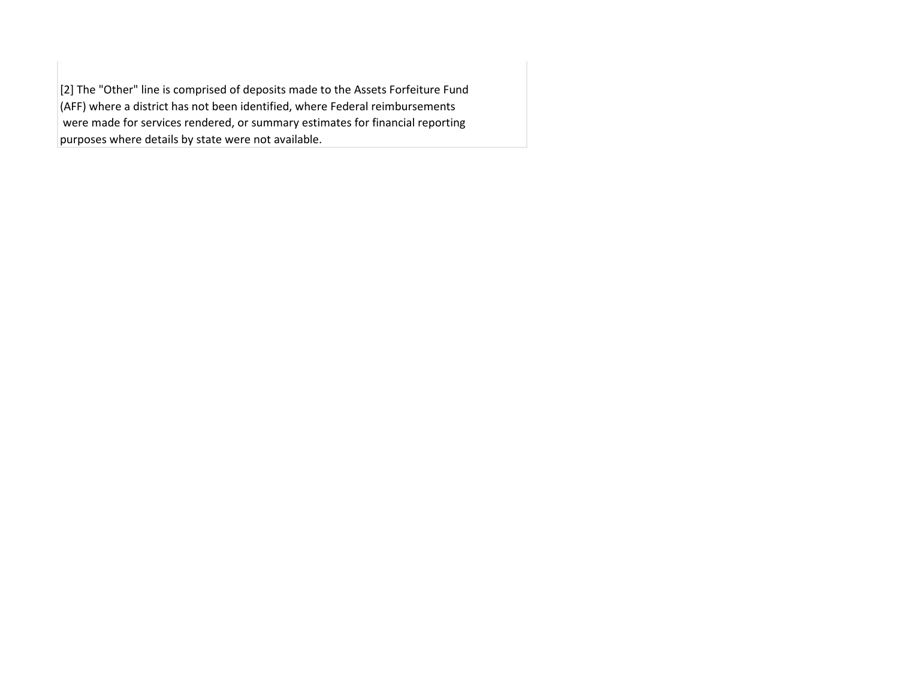[2] The "Other" line is comprised of deposits made to the Assets Forfeiture Fund (AFF) where a district has not been identified, where Federal reimbursements were made for services rendered, or summary estimates for financial reporting purposes where details by state were not available.